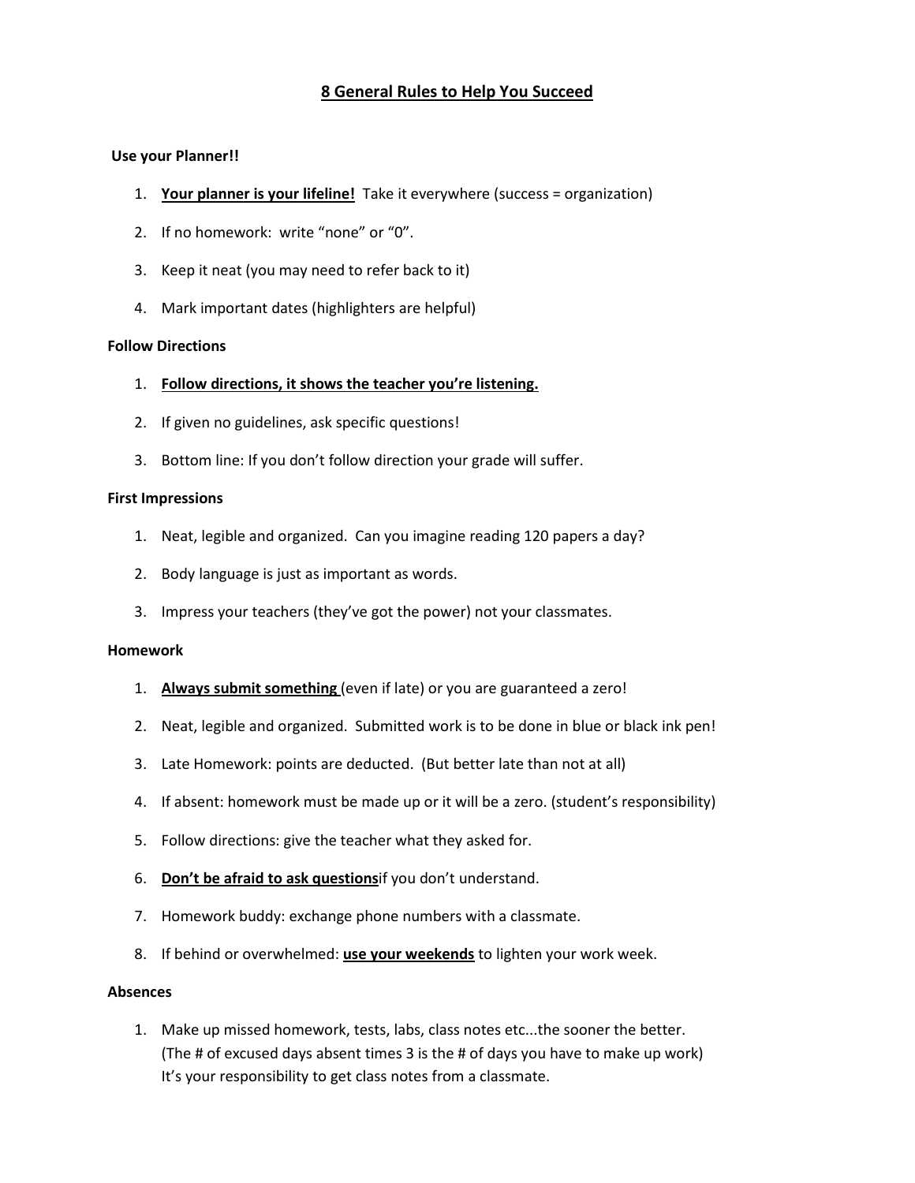# <u>8 General Rules to Help You Succeed</u>

**Use your Planner!!**

1. **<u>Your planner is your lifeline!</u>** Take it everywhere (success = organization)
2. If no homework: write "none" or "0".
3. Keep it neat (you may need to refer back to it)
4. Mark important dates (highlighters are helpful)

**Follow Directions**

1. **<u>Follow directions, it shows the teacher you're listening.</u>**
2. If given no guidelines, ask specific questions!
3. Bottom line: If you don't follow direction your grade will suffer.

**First Impressions**

1. Neat, legible and organized. Can you imagine reading 120 papers a day?
2. Body language is just as important as words.
3. Impress your teachers (they've got the power) not your classmates.

**Homework**

1. **<u>Always submit something</u>** (even if late) or you are guaranteed a zero!
2. Neat, legible and organized. Submitted work is to be done in blue or black ink pen!
3. Late Homework: points are deducted. (But better late than not at all)
4. If absent: homework must be made up or it will be a zero. (student's responsibility)
5. Follow directions: give the teacher what they asked for.
6. **<u>Don't be afraid to ask questions</u>**if you don't understand.
7. Homework buddy: exchange phone numbers with a classmate.
8. If behind or overwhelmed: **<u>use your weekends</u>** to lighten your work week.

**Absences**

1. Make up missed homework, tests, labs, class notes etc...the sooner the better.
   (The # of excused days absent times 3 is the # of days you have to make up work)
   It's your responsibility to get class notes from a classmate.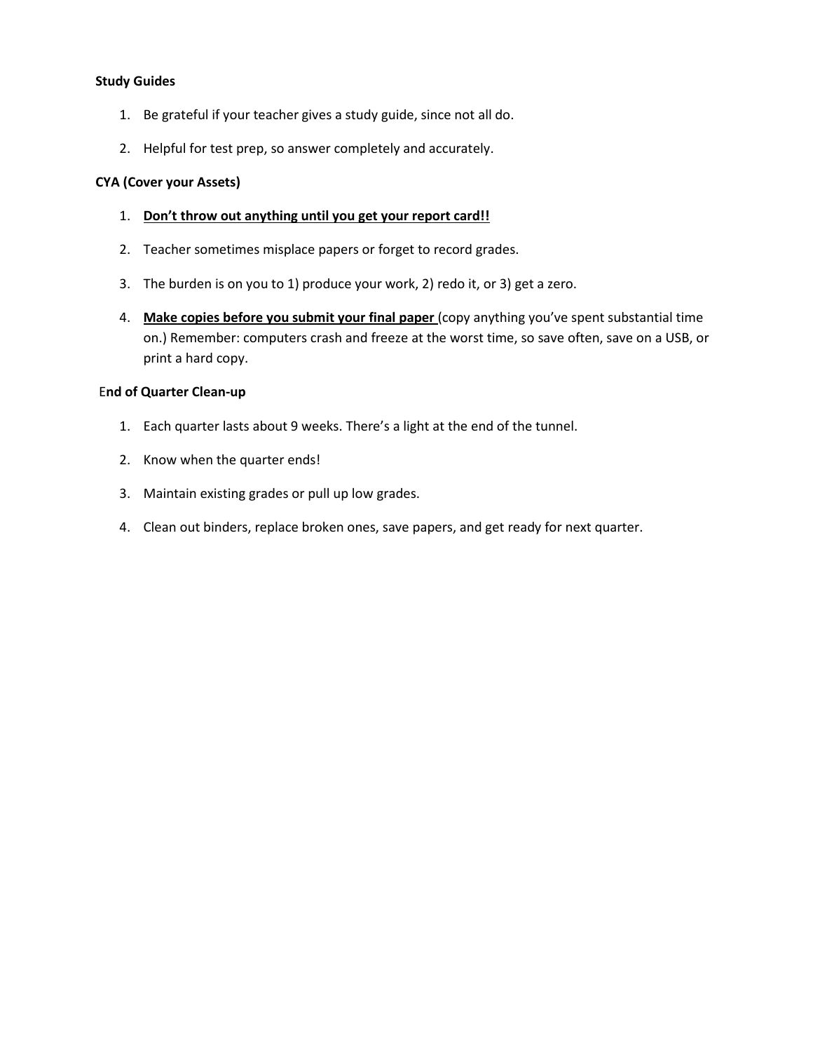**Study Guides**

1. Be grateful if your teacher gives a study guide, since not all do.
2. Helpful for test prep, so answer completely and accurately.

**CYA (Cover your Assets)**

1. **<u>Don't throw out anything until you get your report card!!</u>**
2. Teacher sometimes misplace papers or forget to record grades.
3. The burden is on you to 1) produce your work, 2) redo it, or 3) get a zero.
4. **<u>Make copies before you submit your final paper</u>** (copy anything you've spent substantial time on.) Remember: computers crash and freeze at the worst time, so save often, save on a USB, or print a hard copy.

**End of Quarter Clean-up**

1. Each quarter lasts about 9 weeks. There's a light at the end of the tunnel.
2. Know when the quarter ends!
3. Maintain existing grades or pull up low grades.
4. Clean out binders, replace broken ones, save papers, and get ready for next quarter.